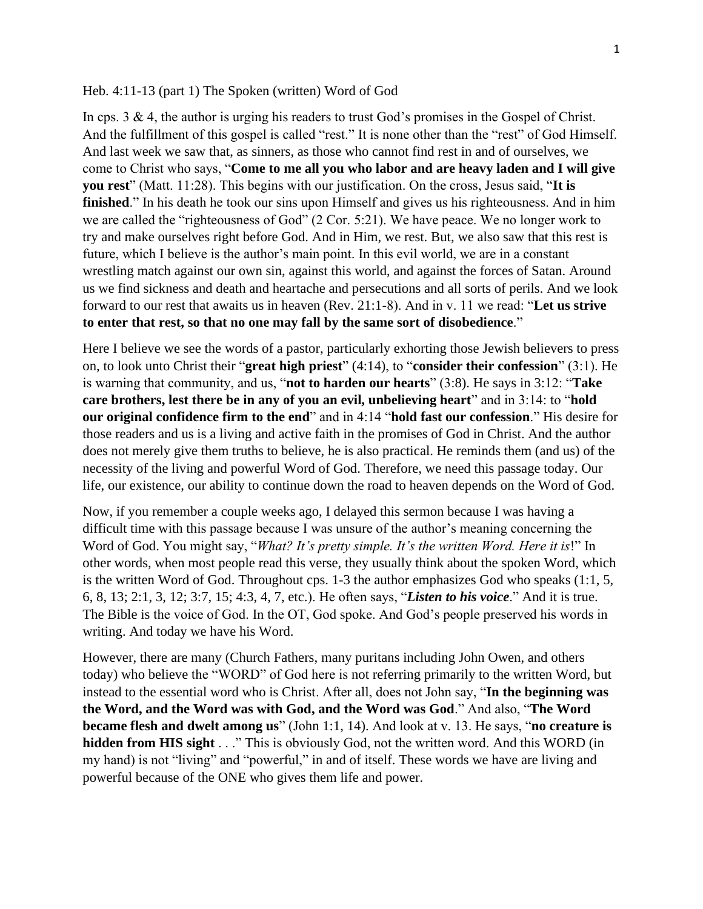Heb. 4:11-13 (part 1) The Spoken (written) Word of God

In cps. 3 & 4, the author is urging his readers to trust God's promises in the Gospel of Christ. And the fulfillment of this gospel is called "rest." It is none other than the "rest" of God Himself. And last week we saw that, as sinners, as those who cannot find rest in and of ourselves, we come to Christ who says, "**Come to me all you who labor and are heavy laden and I will give you rest**" (Matt. 11:28). This begins with our justification. On the cross, Jesus said, "**It is finished**." In his death he took our sins upon Himself and gives us his righteousness. And in him we are called the "righteousness of God" (2 Cor. 5:21). We have peace. We no longer work to try and make ourselves right before God. And in Him, we rest. But, we also saw that this rest is future, which I believe is the author's main point. In this evil world, we are in a constant wrestling match against our own sin, against this world, and against the forces of Satan. Around us we find sickness and death and heartache and persecutions and all sorts of perils. And we look forward to our rest that awaits us in heaven (Rev. 21:1-8). And in v. 11 we read: "**Let us strive to enter that rest, so that no one may fall by the same sort of disobedience**."

Here I believe we see the words of a pastor, particularly exhorting those Jewish believers to press on, to look unto Christ their "**great high priest**" (4:14), to "**consider their confession**" (3:1). He is warning that community, and us, "**not to harden our hearts**" (3:8). He says in 3:12: "**Take care brothers, lest there be in any of you an evil, unbelieving heart**" and in 3:14: to "**hold our original confidence firm to the end**" and in 4:14 "**hold fast our confession**." His desire for those readers and us is a living and active faith in the promises of God in Christ. And the author does not merely give them truths to believe, he is also practical. He reminds them (and us) of the necessity of the living and powerful Word of God. Therefore, we need this passage today. Our life, our existence, our ability to continue down the road to heaven depends on the Word of God.

Now, if you remember a couple weeks ago, I delayed this sermon because I was having a difficult time with this passage because I was unsure of the author's meaning concerning the Word of God. You might say, "*What? It's pretty simple. It's the written Word. Here it is*!" In other words, when most people read this verse, they usually think about the spoken Word, which is the written Word of God. Throughout cps. 1-3 the author emphasizes God who speaks (1:1, 5, 6, 8, 13; 2:1, 3, 12; 3:7, 15; 4:3, 4, 7, etc.). He often says, "***Listen to his voice***." And it is true. The Bible is the voice of God. In the OT, God spoke. And God's people preserved his words in writing. And today we have his Word.

However, there are many (Church Fathers, many puritans including John Owen, and others today) who believe the "WORD" of God here is not referring primarily to the written Word, but instead to the essential word who is Christ. After all, does not John say, "**In the beginning was the Word, and the Word was with God, and the Word was God**." And also, "**The Word became flesh and dwelt among us**" (John 1:1, 14). And look at v. 13. He says, "**no creature is hidden from HIS sight** . . ." This is obviously God, not the written word. And this WORD (in my hand) is not "living" and "powerful," in and of itself. These words we have are living and powerful because of the ONE who gives them life and power.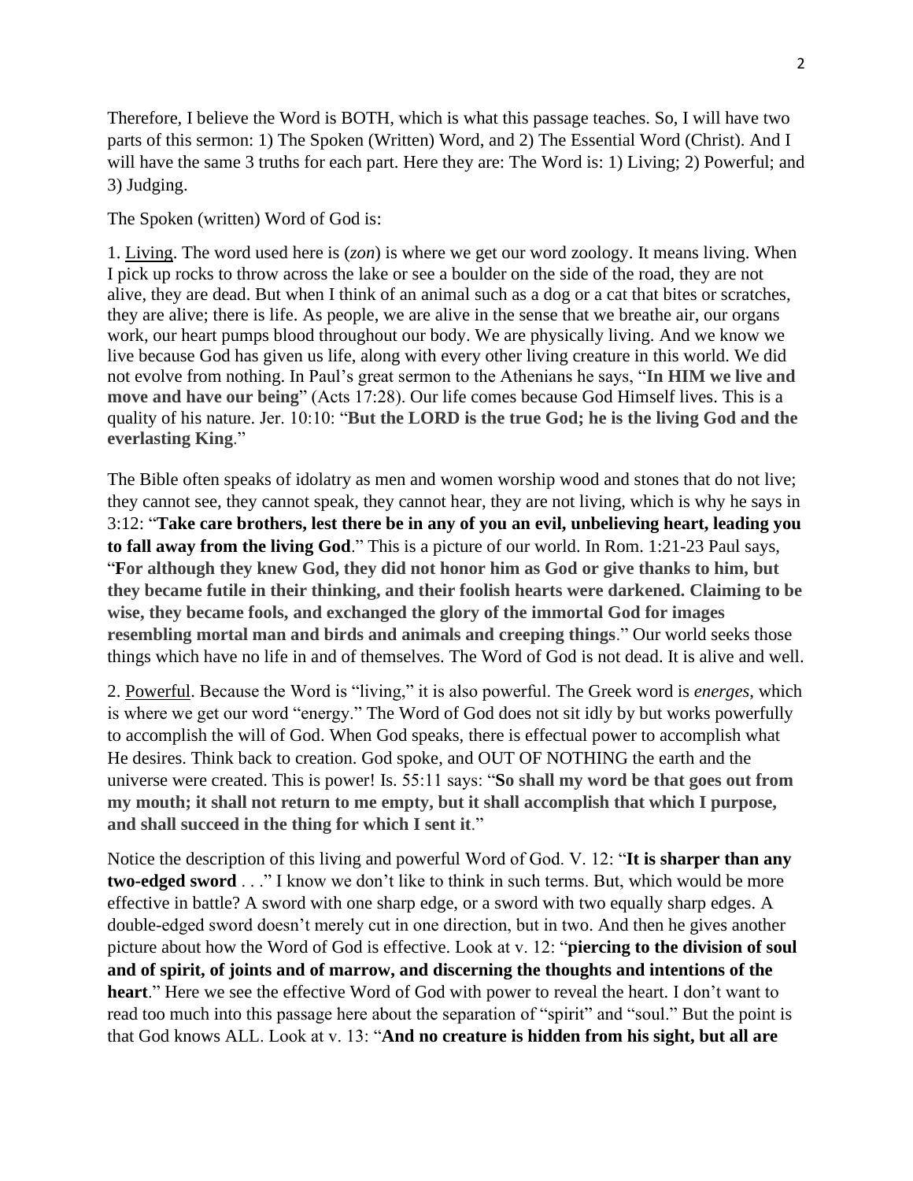Therefore, I believe the Word is BOTH, which is what this passage teaches. So, I will have two parts of this sermon: 1) The Spoken (Written) Word, and 2) The Essential Word (Christ). And I will have the same 3 truths for each part. Here they are: The Word is: 1) Living; 2) Powerful; and 3) Judging.

The Spoken (written) Word of God is:

1. Living. The word used here is (*zon*) is where we get our word zoology. It means living. When I pick up rocks to throw across the lake or see a boulder on the side of the road, they are not alive, they are dead. But when I think of an animal such as a dog or a cat that bites or scratches, they are alive; there is life. As people, we are alive in the sense that we breathe air, our organs work, our heart pumps blood throughout our body. We are physically living. And we know we live because God has given us life, along with every other living creature in this world. We did not evolve from nothing. In Paul's great sermon to the Athenians he says, "**In HIM we live and move and have our being**" (Acts 17:28). Our life comes because God Himself lives. This is a quality of his nature. Jer. 10:10: "**But the LORD is the true God; he is the living God and the everlasting King**."

The Bible often speaks of idolatry as men and women worship wood and stones that do not live; they cannot see, they cannot speak, they cannot hear, they are not living, which is why he says in 3:12: "**Take care brothers, lest there be in any of you an evil, unbelieving heart, leading you to fall away from the living God**." This is a picture of our world. In Rom. 1:21-23 Paul says, "**For although they knew God, they did not honor him as God or give thanks to him, but they became futile in their thinking, and their foolish hearts were darkened. Claiming to be wise, they became fools, and exchanged the glory of the immortal God for images resembling mortal man and birds and animals and creeping things**." Our world seeks those things which have no life in and of themselves. The Word of God is not dead. It is alive and well.

2. Powerful. Because the Word is "living," it is also powerful. The Greek word is *energes*, which is where we get our word "energy." The Word of God does not sit idly by but works powerfully to accomplish the will of God. When God speaks, there is effectual power to accomplish what He desires. Think back to creation. God spoke, and OUT OF NOTHING the earth and the universe were created. This is power! Is. 55:11 says: "**So shall my word be that goes out from my mouth; it shall not return to me empty, but it shall accomplish that which I purpose, and shall succeed in the thing for which I sent it**."

Notice the description of this living and powerful Word of God. V. 12: "**It is sharper than any two-edged sword** . . ." I know we don't like to think in such terms. But, which would be more effective in battle? A sword with one sharp edge, or a sword with two equally sharp edges. A double-edged sword doesn't merely cut in one direction, but in two. And then he gives another picture about how the Word of God is effective. Look at v. 12: "**piercing to the division of soul and of spirit, of joints and of marrow, and discerning the thoughts and intentions of the heart**." Here we see the effective Word of God with power to reveal the heart. I don't want to read too much into this passage here about the separation of "spirit" and "soul." But the point is that God knows ALL. Look at v. 13: "**And no creature is hidden from his sight, but all are**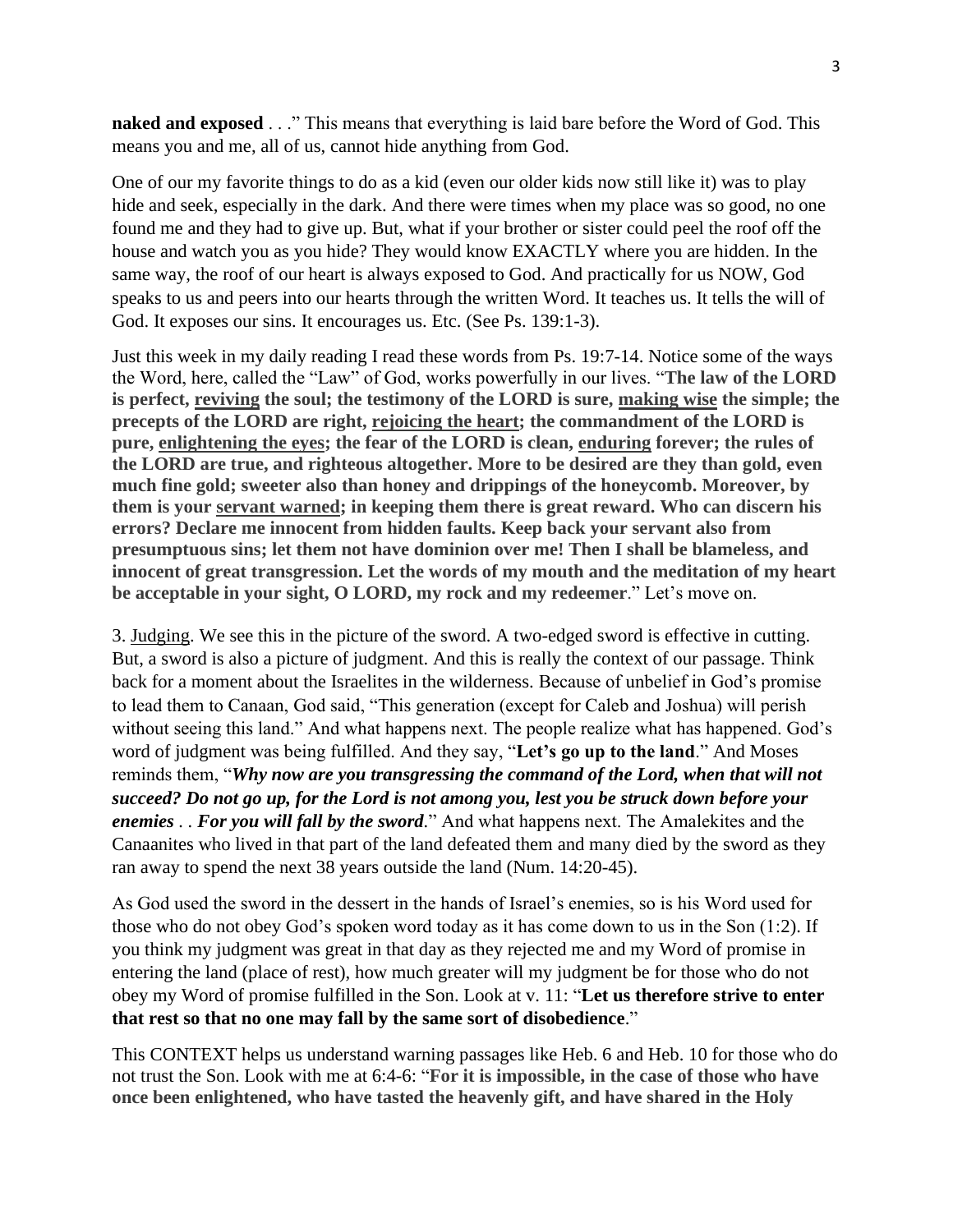**naked and exposed** . . ." This means that everything is laid bare before the Word of God. This means you and me, all of us, cannot hide anything from God.

One of our my favorite things to do as a kid (even our older kids now still like it) was to play hide and seek, especially in the dark. And there were times when my place was so good, no one found me and they had to give up. But, what if your brother or sister could peel the roof off the house and watch you as you hide? They would know EXACTLY where you are hidden. In the same way, the roof of our heart is always exposed to God. And practically for us NOW, God speaks to us and peers into our hearts through the written Word. It teaches us. It tells the will of God. It exposes our sins. It encourages us. Etc. (See Ps. 139:1-3).

Just this week in my daily reading I read these words from Ps. 19:7-14. Notice some of the ways the Word, here, called the "Law" of God, works powerfully in our lives. "**The law of the LORD is perfect, <u>reviving</u> the soul; the testimony of the LORD is sure, <u>making wise</u> the simple; the precepts of the LORD are right, <u>rejoicing the heart</u>; the commandment of the LORD is pure, <u>enlightening the eyes</u>; the fear of the LORD is clean, <u>enduring</u> forever; the rules of the LORD are true, and righteous altogether. More to be desired are they than gold, even much fine gold; sweeter also than honey and drippings of the honeycomb. Moreover, by them is your <u>servant warned</u>; in keeping them there is great reward. Who can discern his errors? Declare me innocent from hidden faults. Keep back your servant also from presumptuous sins; let them not have dominion over me! Then I shall be blameless, and innocent of great transgression. Let the words of my mouth and the meditation of my heart be acceptable in your sight, O LORD, my rock and my redeemer**." Let's move on.

3. <u>Judging</u>. We see this in the picture of the sword. A two-edged sword is effective in cutting. But, a sword is also a picture of judgment. And this is really the context of our passage. Think back for a moment about the Israelites in the wilderness. Because of unbelief in God's promise to lead them to Canaan, God said, "This generation (except for Caleb and Joshua) will perish without seeing this land." And what happens next. The people realize what has happened. God's word of judgment was being fulfilled. And they say, "**Let's go up to the land**." And Moses reminds them, "***Why now are you transgressing the command of the Lord, when that will not succeed? Do not go up, for the Lord is not among you, lest you be struck down before your enemies*** . . ***For you will fall by the sword***." And what happens next. The Amalekites and the Canaanites who lived in that part of the land defeated them and many died by the sword as they ran away to spend the next 38 years outside the land (Num. 14:20-45).

As God used the sword in the dessert in the hands of Israel's enemies, so is his Word used for those who do not obey God's spoken word today as it has come down to us in the Son (1:2). If you think my judgment was great in that day as they rejected me and my Word of promise in entering the land (place of rest), how much greater will my judgment be for those who do not obey my Word of promise fulfilled in the Son. Look at v. 11: "**Let us therefore strive to enter that rest so that no one may fall by the same sort of disobedience**."

This CONTEXT helps us understand warning passages like Heb. 6 and Heb. 10 for those who do not trust the Son. Look with me at 6:4-6: "**For it is impossible, in the case of those who have once been enlightened, who have tasted the heavenly gift, and have shared in the Holy**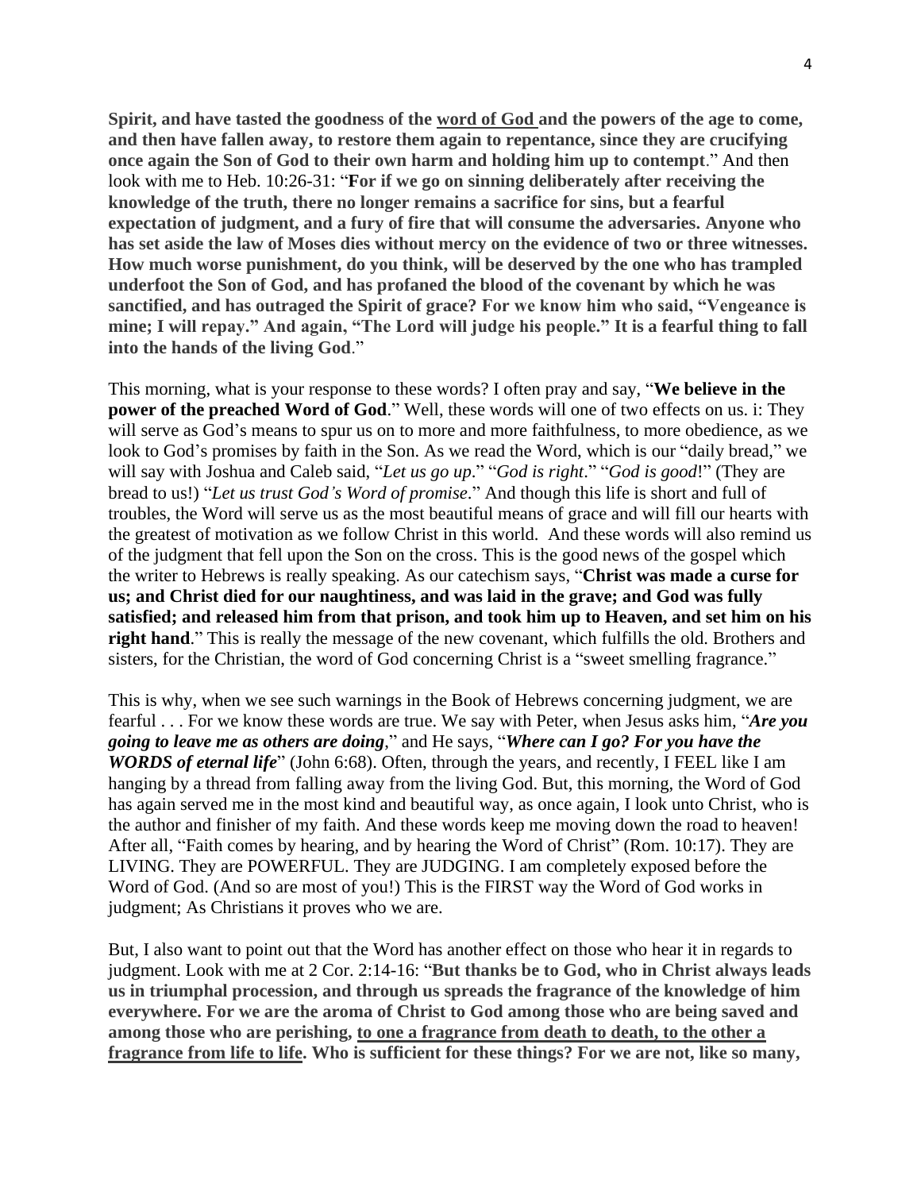**Spirit, and have tasted the goodness of the <u>word of God</u> and the powers of the age to come, and then have fallen away, to restore them again to repentance, since they are crucifying once again the Son of God to their own harm and holding him up to contempt**." And then look with me to Heb. 10:26-31: "**For if we go on sinning deliberately after receiving the knowledge of the truth, there no longer remains a sacrifice for sins, but a fearful expectation of judgment, and a fury of fire that will consume the adversaries. Anyone who has set aside the law of Moses dies without mercy on the evidence of two or three witnesses. How much worse punishment, do you think, will be deserved by the one who has trampled underfoot the Son of God, and has profaned the blood of the covenant by which he was sanctified, and has outraged the Spirit of grace? For we know him who said, "Vengeance is mine; I will repay." And again, "The Lord will judge his people." It is a fearful thing to fall into the hands of the living God**."

This morning, what is your response to these words? I often pray and say, "**We believe in the power of the preached Word of God**." Well, these words will one of two effects on us. i: They will serve as God's means to spur us on to more and more faithfulness, to more obedience, as we look to God's promises by faith in the Son. As we read the Word, which is our "daily bread," we will say with Joshua and Caleb said, "*Let us go up*." "*God is right*." "*God is good*!" (They are bread to us!) "*Let us trust God's Word of promise*." And though this life is short and full of troubles, the Word will serve us as the most beautiful means of grace and will fill our hearts with the greatest of motivation as we follow Christ in this world. And these words will also remind us of the judgment that fell upon the Son on the cross. This is the good news of the gospel which the writer to Hebrews is really speaking. As our catechism says, "**Christ was made a curse for us; and Christ died for our naughtiness, and was laid in the grave; and God was fully satisfied; and released him from that prison, and took him up to Heaven, and set him on his right hand**." This is really the message of the new covenant, which fulfills the old. Brothers and sisters, for the Christian, the word of God concerning Christ is a "sweet smelling fragrance."

This is why, when we see such warnings in the Book of Hebrews concerning judgment, we are fearful . . . For we know these words are true. We say with Peter, when Jesus asks him, "***Are you going to leave me as others are doing***," and He says, "***Where can I go? For you have the WORDS of eternal life***" (John 6:68). Often, through the years, and recently, I FEEL like I am hanging by a thread from falling away from the living God. But, this morning, the Word of God has again served me in the most kind and beautiful way, as once again, I look unto Christ, who is the author and finisher of my faith. And these words keep me moving down the road to heaven! After all, "Faith comes by hearing, and by hearing the Word of Christ" (Rom. 10:17). They are LIVING. They are POWERFUL. They are JUDGING. I am completely exposed before the Word of God. (And so are most of you!) This is the FIRST way the Word of God works in judgment; As Christians it proves who we are.

But, I also want to point out that the Word has another effect on those who hear it in regards to judgment. Look with me at 2 Cor. 2:14-16: "**But thanks be to God, who in Christ always leads us in triumphal procession, and through us spreads the fragrance of the knowledge of him everywhere. For we are the aroma of Christ to God among those who are being saved and among those who are perishing, <u>to one a fragrance from death to death, to the other a fragrance from life to life</u>. Who is sufficient for these things? For we are not, like so many,**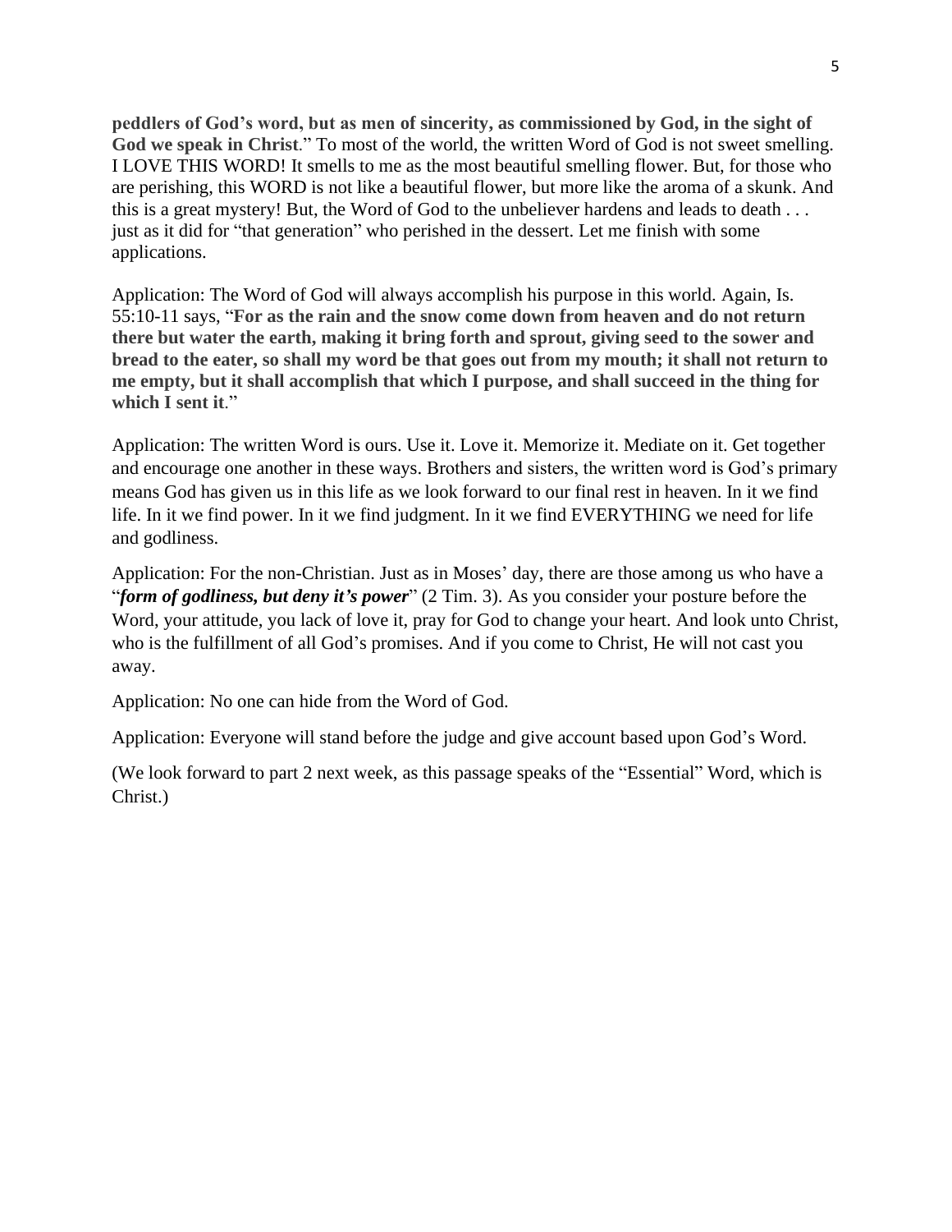**peddlers of God's word, but as men of sincerity, as commissioned by God, in the sight of God we speak in Christ**." To most of the world, the written Word of God is not sweet smelling. I LOVE THIS WORD! It smells to me as the most beautiful smelling flower. But, for those who are perishing, this WORD is not like a beautiful flower, but more like the aroma of a skunk. And this is a great mystery! But, the Word of God to the unbeliever hardens and leads to death . . . just as it did for "that generation" who perished in the dessert. Let me finish with some applications.

Application: The Word of God will always accomplish his purpose in this world. Again, Is. 55:10-11 says, "**For as the rain and the snow come down from heaven and do not return there but water the earth, making it bring forth and sprout, giving seed to the sower and bread to the eater, so shall my word be that goes out from my mouth; it shall not return to me empty, but it shall accomplish that which I purpose, and shall succeed in the thing for which I sent it**."

Application: The written Word is ours. Use it. Love it. Memorize it. Mediate on it. Get together and encourage one another in these ways. Brothers and sisters, the written word is God's primary means God has given us in this life as we look forward to our final rest in heaven. In it we find life. In it we find power. In it we find judgment. In it we find EVERYTHING we need for life and godliness.

Application: For the non-Christian. Just as in Moses' day, there are those among us who have a "***form of godliness, but deny it's power***" (2 Tim. 3). As you consider your posture before the Word, your attitude, you lack of love it, pray for God to change your heart. And look unto Christ, who is the fulfillment of all God's promises. And if you come to Christ, He will not cast you away.

Application: No one can hide from the Word of God.

Application: Everyone will stand before the judge and give account based upon God's Word.

(We look forward to part 2 next week, as this passage speaks of the "Essential" Word, which is Christ.)